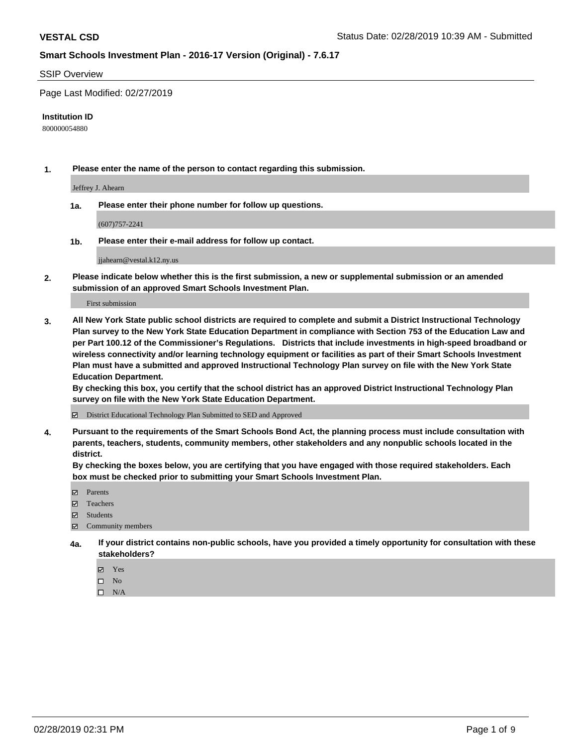**VESTAL CSD**

Status Date: 02/28/2019 10:39 AM - Submitted

## Smart Schools Investment Plan - 2016-17 Version (Original) - 7.6.17

SSIP Overview

Page Last Modified: 02/27/2019

**Institution ID**

800000054880

**1. Please enter the name of the person to contact regarding this submission.**

Jeffrey J. Ahearn

**1a. Please enter their phone number for follow up questions.**

(607)757-2241

**1b. Please enter their e-mail address for follow up contact.**

jjahearn@vestal.k12.ny.us

**2. Please indicate below whether this is the first submission, a new or supplemental submission or an amended submission of an approved Smart Schools Investment Plan.**

First submission

**3. All New York State public school districts are required to complete and submit a District Instructional Technology Plan survey to the New York State Education Department in compliance with Section 753 of the Education Law and per Part 100.12 of the Commissioner's Regulations. Districts that include investments in high-speed broadband or wireless connectivity and/or learning technology equipment or facilities as part of their Smart Schools Investment Plan must have a submitted and approved Instructional Technology Plan survey on file with the New York State Education Department.**
**By checking this box, you certify that the school district has an approved District Instructional Technology Plan survey on file with the New York State Education Department.**

☑ District Educational Technology Plan Submitted to SED and Approved

**4. Pursuant to the requirements of the Smart Schools Bond Act, the planning process must include consultation with parents, teachers, students, community members, other stakeholders and any nonpublic schools located in the district.**
**By checking the boxes below, you are certifying that you have engaged with those required stakeholders. Each box must be checked prior to submitting your Smart Schools Investment Plan.**

☑ Parents
☑ Teachers
☑ Students
☑ Community members

**4a. If your district contains non-public schools, have you provided a timely opportunity for consultation with these stakeholders?**

☑ Yes
☐ No
☐ N/A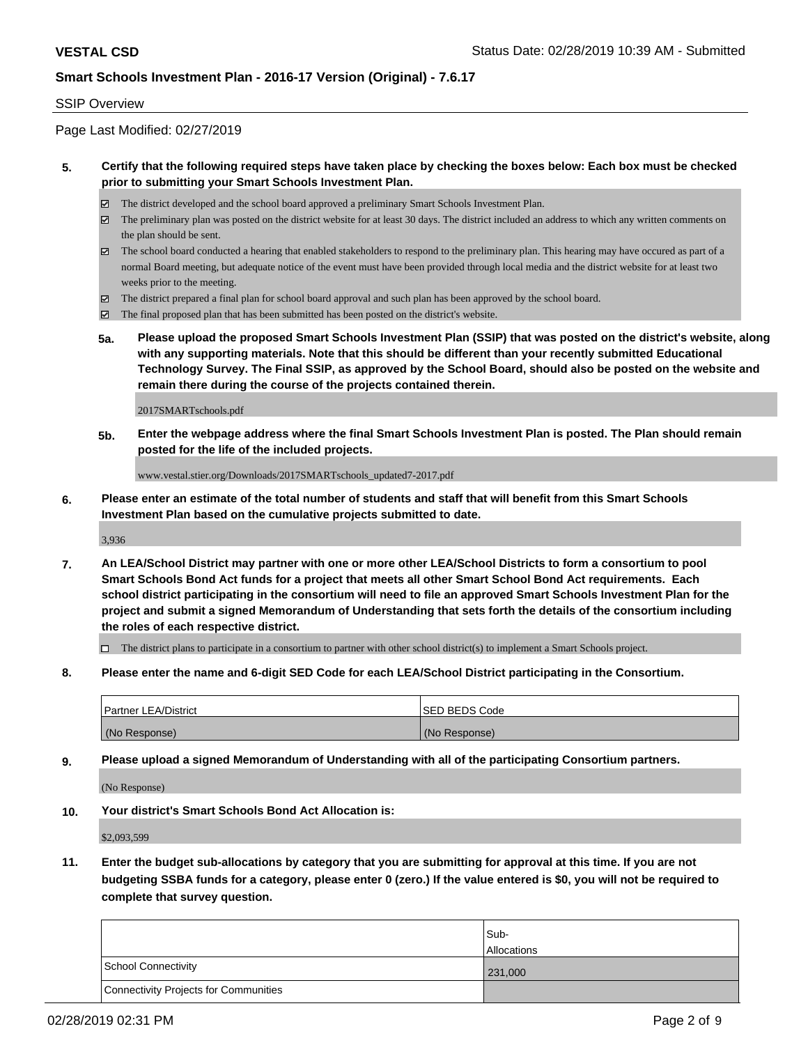**VESTAL CSD** Status Date: 02/28/2019 10:39 AM - Submitted

**Smart Schools Investment Plan - 2016-17 Version (Original) - 7.6.17**

SSIP Overview

Page Last Modified: 02/27/2019

**5. Certify that the following required steps have taken place by checking the boxes below: Each box must be checked prior to submitting your Smart Schools Investment Plan.**

- ☑ The district developed and the school board approved a preliminary Smart Schools Investment Plan.
- ☑ The preliminary plan was posted on the district website for at least 30 days. The district included an address to which any written comments on the plan should be sent.
- ☑ The school board conducted a hearing that enabled stakeholders to respond to the preliminary plan. This hearing may have occured as part of a normal Board meeting, but adequate notice of the event must have been provided through local media and the district website for at least two weeks prior to the meeting.
- ☑ The district prepared a final plan for school board approval and such plan has been approved by the school board.
- ☑ The final proposed plan that has been submitted has been posted on the district's website.

**5a. Please upload the proposed Smart Schools Investment Plan (SSIP) that was posted on the district's website, along with any supporting materials. Note that this should be different than your recently submitted Educational Technology Survey. The Final SSIP, as approved by the School Board, should also be posted on the website and remain there during the course of the projects contained therein.**

2017SMARTschools.pdf

**5b. Enter the webpage address where the final Smart Schools Investment Plan is posted. The Plan should remain posted for the life of the included projects.**

www.vestal.stier.org/Downloads/2017SMARTschools_updated7-2017.pdf

**6. Please enter an estimate of the total number of students and staff that will benefit from this Smart Schools Investment Plan based on the cumulative projects submitted to date.**

3,936

**7. An LEA/School District may partner with one or more other LEA/School Districts to form a consortium to pool Smart Schools Bond Act funds for a project that meets all other Smart School Bond Act requirements. Each school district participating in the consortium will need to file an approved Smart Schools Investment Plan for the project and submit a signed Memorandum of Understanding that sets forth the details of the consortium including the roles of each respective district.**

☐ The district plans to participate in a consortium to partner with other school district(s) to implement a Smart Schools project.

**8. Please enter the name and 6-digit SED Code for each LEA/School District participating in the Consortium.**

| Partner LEA/District | SED BEDS Code |
| --- | --- |
| (No Response) | (No Response) |

**9. Please upload a signed Memorandum of Understanding with all of the participating Consortium partners.**

(No Response)

**10. Your district's Smart Schools Bond Act Allocation is:**

$2,093,599

**11. Enter the budget sub-allocations by category that you are submitting for approval at this time. If you are not budgeting SSBA funds for a category, please enter 0 (zero.) If the value entered is $0, you will not be required to complete that survey question.**

| | Sub-Allocations |
| --- | --- |
| School Connectivity | 231,000 |
| Connectivity Projects for Communities | |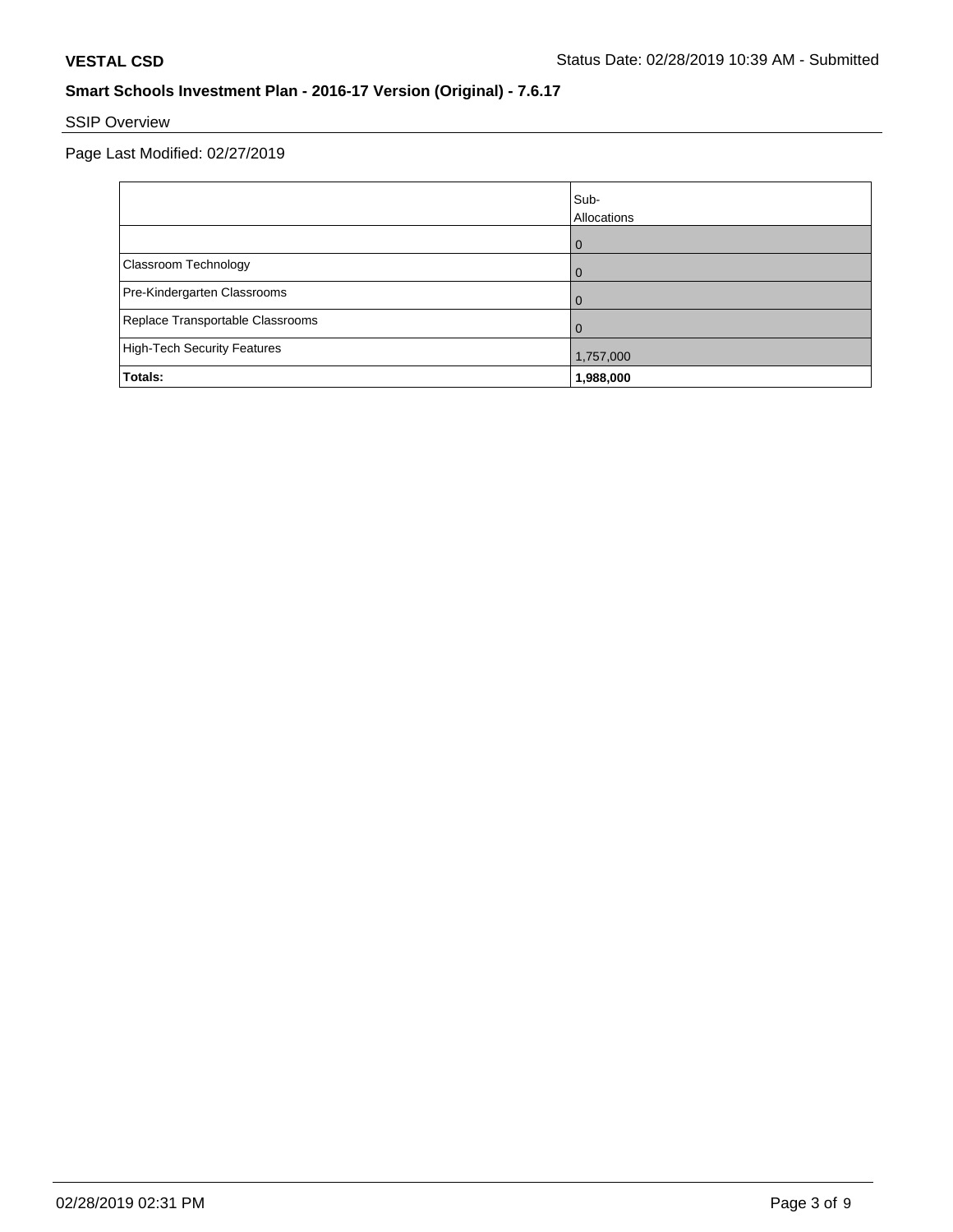**VESTAL CSD**

Status Date: 02/28/2019 10:39 AM - Submitted

**Smart Schools Investment Plan - 2016-17 Version (Original) - 7.6.17**

SSIP Overview

Page Last Modified: 02/27/2019

| | Sub-Allocations |
|---|---|
| | 0 |
| Classroom Technology | 0 |
| Pre-Kindergarten Classrooms | 0 |
| Replace Transportable Classrooms | 0 |
| High-Tech Security Features | 1,757,000 |
| **Totals:** | **1,988,000** |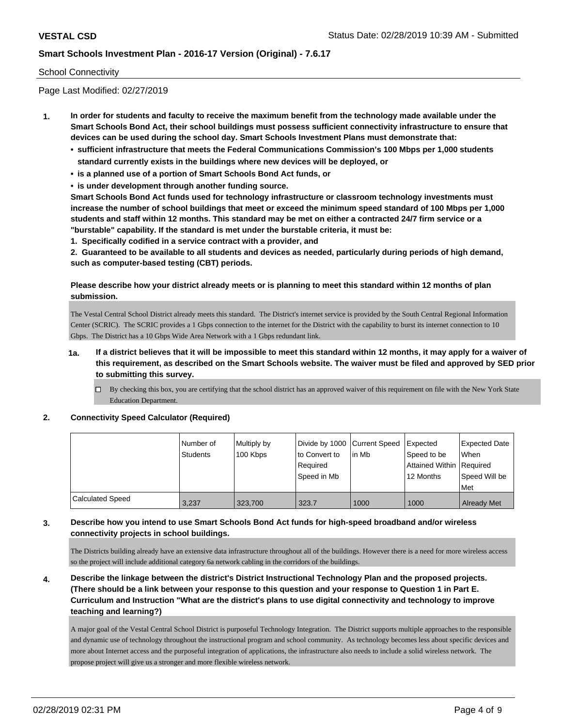School Connectivity

Page Last Modified: 02/27/2019

**1. In order for students and faculty to receive the maximum benefit from the technology made available under the Smart Schools Bond Act, their school buildings must possess sufficient connectivity infrastructure to ensure that devices can be used during the school day. Smart Schools Investment Plans must demonstrate that:**

- **sufficient infrastructure that meets the Federal Communications Commission's 100 Mbps per 1,000 students standard currently exists in the buildings where new devices will be deployed, or**
- **is a planned use of a portion of Smart Schools Bond Act funds, or**
- **is under development through another funding source.**

**Smart Schools Bond Act funds used for technology infrastructure or classroom technology investments must increase the number of school buildings that meet or exceed the minimum speed standard of 100 Mbps per 1,000 students and staff within 12 months. This standard may be met on either a contracted 24/7 firm service or a "burstable" capability. If the standard is met under the burstable criteria, it must be:**

**1. Specifically codified in a service contract with a provider, and**

**2. Guaranteed to be available to all students and devices as needed, particularly during periods of high demand, such as computer-based testing (CBT) periods.**

**Please describe how your district already meets or is planning to meet this standard within 12 months of plan submission.**

The Vestal Central School District already meets this standard. The District's internet service is provided by the South Central Regional Information Center (SCRIC). The SCRIC provides a 1 Gbps connection to the internet for the District with the capability to burst its internet connection to 10 Gbps. The District has a 10 Gbps Wide Area Network with a 1 Gbps redundant link.

**1a. If a district believes that it will be impossible to meet this standard within 12 months, it may apply for a waiver of this requirement, as described on the Smart Schools website. The waiver must be filed and approved by SED prior to submitting this survey.**

☐ By checking this box, you are certifying that the school district has an approved waiver of this requirement on file with the New York State Education Department.

**2. Connectivity Speed Calculator (Required)**

| | Number of Students | Multiply by 100 Kbps | Divide by 1000 to Convert to Required Speed in Mb | Current Speed in Mb | Expected Speed to be Attained Within 12 Months | Expected Date When Required Speed Will be Met |
|---|---|---|---|---|---|---|
| Calculated Speed | 3,237 | 323,700 | 323.7 | 1000 | 1000 | Already Met |

**3. Describe how you intend to use Smart Schools Bond Act funds for high-speed broadband and/or wireless connectivity projects in school buildings.**

The Districts building already have an extensive data infrastructure throughout all of the buildings. However there is a need for more wireless access so the project will include additional category 6a network cabling in the corridors of the buildings.

**4. Describe the linkage between the district's District Instructional Technology Plan and the proposed projects. (There should be a link between your response to this question and your response to Question 1 in Part E. Curriculum and Instruction "What are the district's plans to use digital connectivity and technology to improve teaching and learning?)**

A major goal of the Vestal Central School District is purposeful Technology Integration. The District supports multiple approaches to the responsible and dynamic use of technology throughout the instructional program and school community. As technology becomes less about specific devices and more about Internet access and the purposeful integration of applications, the infrastructure also needs to include a solid wireless network. The propose project will give us a stronger and more flexible wireless network.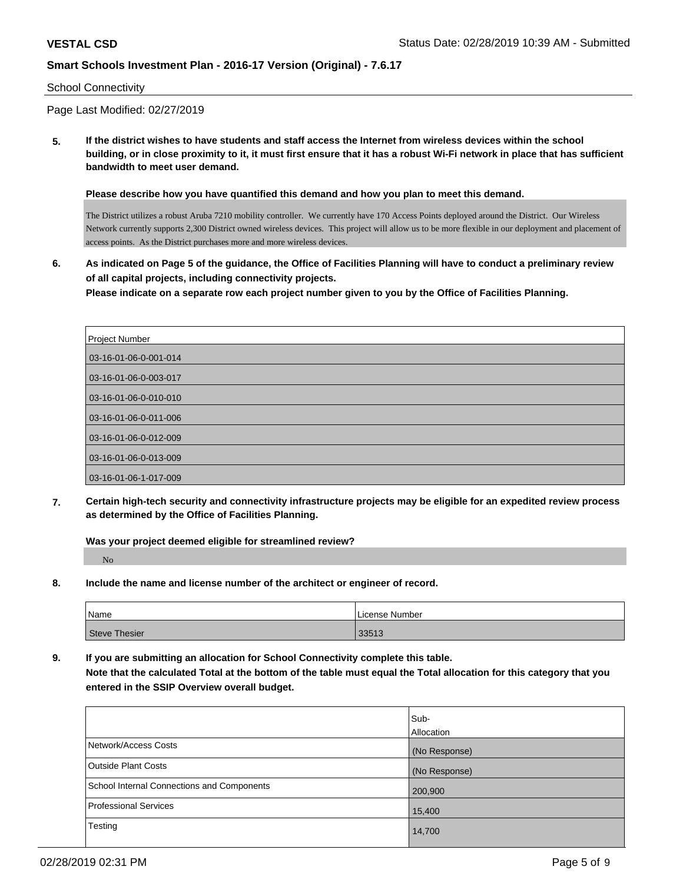School Connectivity

Page Last Modified: 02/27/2019

**5. If the district wishes to have students and staff access the Internet from wireless devices within the school building, or in close proximity to it, it must first ensure that it has a robust Wi-Fi network in place that has sufficient bandwidth to meet user demand.**

**Please describe how you have quantified this demand and how you plan to meet this demand.**

The District utilizes a robust Aruba 7210 mobility controller. We currently have 170 Access Points deployed around the District. Our Wireless Network currently supports 2,300 District owned wireless devices. This project will allow us to be more flexible in our deployment and placement of access points. As the District purchases more and more wireless devices.

**6. As indicated on Page 5 of the guidance, the Office of Facilities Planning will have to conduct a preliminary review of all capital projects, including connectivity projects.**
**Please indicate on a separate row each project number given to you by the Office of Facilities Planning.**

| Project Number |
|---|
| 03-16-01-06-0-001-014 |
| 03-16-01-06-0-003-017 |
| 03-16-01-06-0-010-010 |
| 03-16-01-06-0-011-006 |
| 03-16-01-06-0-012-009 |
| 03-16-01-06-0-013-009 |
| 03-16-01-06-1-017-009 |

**7. Certain high-tech security and connectivity infrastructure projects may be eligible for an expedited review process as determined by the Office of Facilities Planning.**

**Was your project deemed eligible for streamlined review?**

No

**8. Include the name and license number of the architect or engineer of record.**

| Name | License Number |
|---|---|
| Steve Thesier | 33513 |

**9. If you are submitting an allocation for School Connectivity complete this table.**
**Note that the calculated Total at the bottom of the table must equal the Total allocation for this category that you entered in the SSIP Overview overall budget.**

| | Sub-Allocation |
|---|---|
| Network/Access Costs | (No Response) |
| Outside Plant Costs | (No Response) |
| School Internal Connections and Components | 200,900 |
| Professional Services | 15,400 |
| Testing | 14,700 |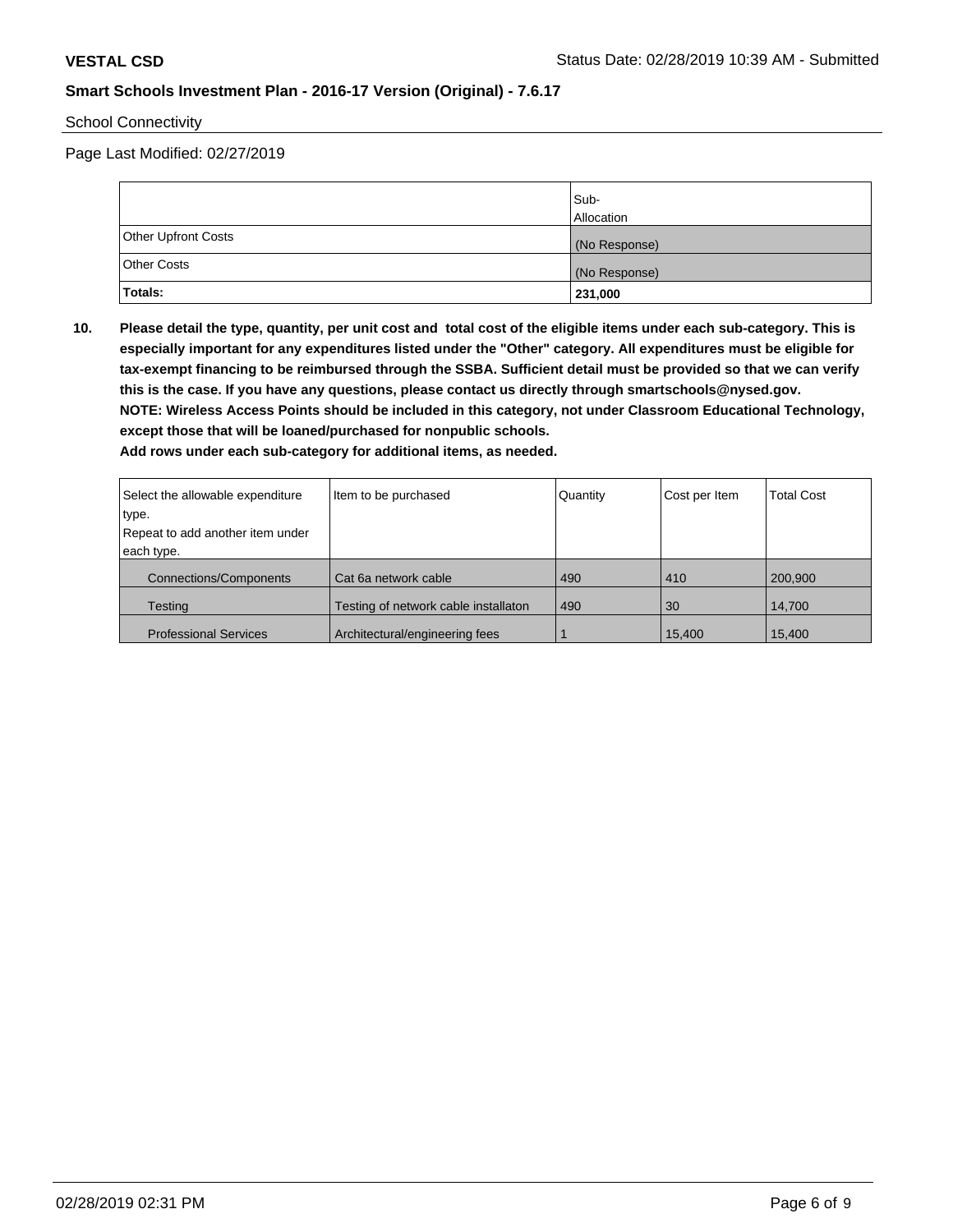School Connectivity

Page Last Modified: 02/27/2019

| | Sub-Allocation |
|---|---|
| Other Upfront Costs | (No Response) |
| Other Costs | (No Response) |
| **Totals:** | **231,000** |

**10. Please detail the type, quantity, per unit cost and total cost of the eligible items under each sub-category. This is especially important for any expenditures listed under the "Other" category. All expenditures must be eligible for tax-exempt financing to be reimbursed through the SSBA. Sufficient detail must be provided so that we can verify this is the case. If you have any questions, please contact us directly through smartschools@nysed.gov. NOTE: Wireless Access Points should be included in this category, not under Classroom Educational Technology, except those that will be loaned/purchased for nonpublic schools. Add rows under each sub-category for additional items, as needed.**

| Select the allowable expenditure type. Repeat to add another item under each type. | Item to be purchased | Quantity | Cost per Item | Total Cost |
|---|---|---|---|---|
| Connections/Components | Cat 6a network cable | 490 | 410 | 200,900 |
| Testing | Testing of network cable installaton | 490 | 30 | 14,700 |
| Professional Services | Architectural/engineering fees | 1 | 15,400 | 15,400 |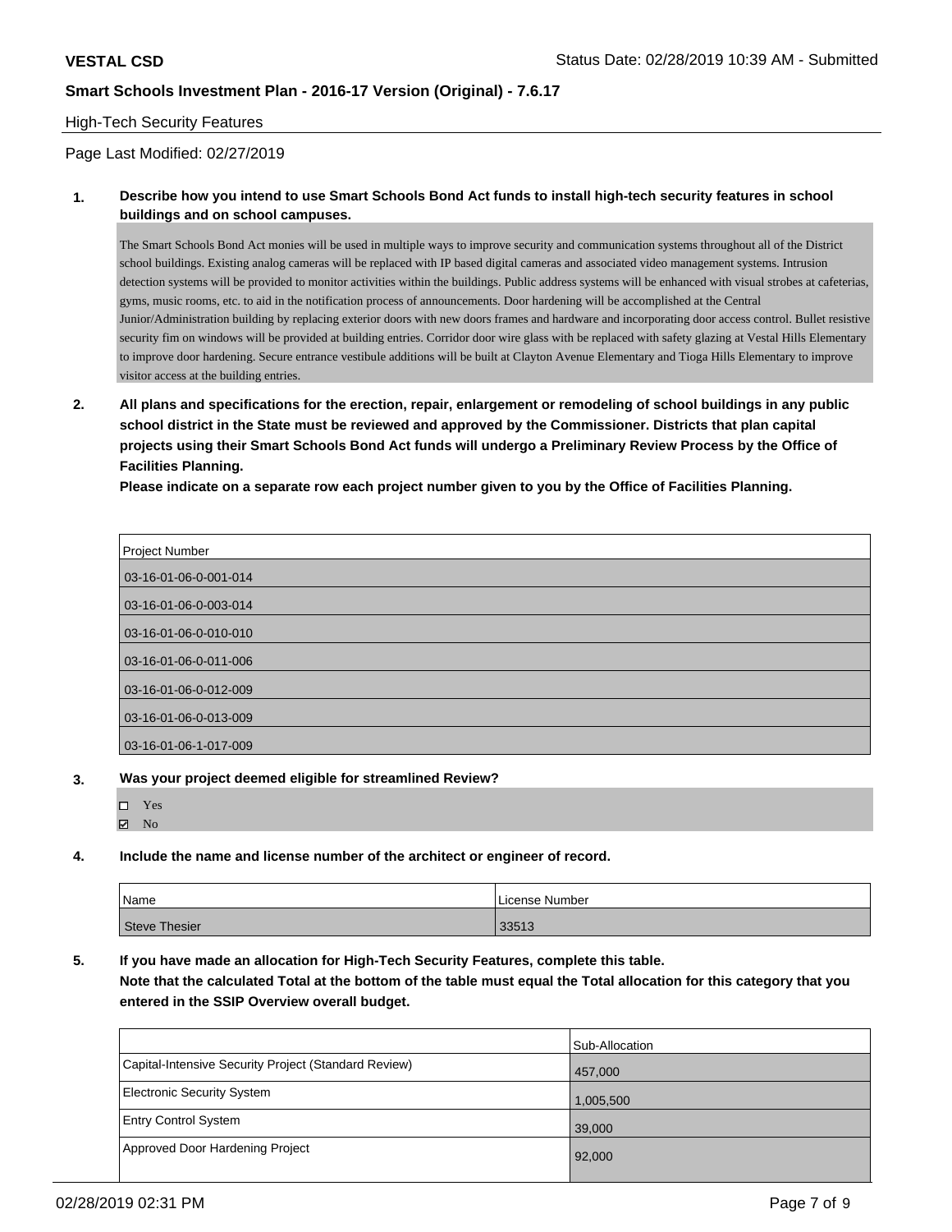## High-Tech Security Features

Page Last Modified: 02/27/2019

**1. Describe how you intend to use Smart Schools Bond Act funds to install high-tech security features in school buildings and on school campuses.**

The Smart Schools Bond Act monies will be used in multiple ways to improve security and communication systems throughout all of the District school buildings. Existing analog cameras will be replaced with IP based digital cameras and associated video management systems. Intrusion detection systems will be provided to monitor activities within the buildings. Public address systems will be enhanced with visual strobes at cafeterias, gyms, music rooms, etc. to aid in the notification process of announcements. Door hardening will be accomplished at the Central Junior/Administration building by replacing exterior doors with new doors frames and hardware and incorporating door access control. Bullet resistive security fim on windows will be provided at building entries. Corridor door wire glass with be replaced with safety glazing at Vestal Hills Elementary to improve door hardening. Secure entrance vestibule additions will be built at Clayton Avenue Elementary and Tioga Hills Elementary to improve visitor access at the building entries.

**2. All plans and specifications for the erection, repair, enlargement or remodeling of school buildings in any public school district in the State must be reviewed and approved by the Commissioner. Districts that plan capital projects using their Smart Schools Bond Act funds will undergo a Preliminary Review Process by the Office of Facilities Planning.**

**Please indicate on a separate row each project number given to you by the Office of Facilities Planning.**

| Project Number |
|---|
| 03-16-01-06-0-001-014 |
| 03-16-01-06-0-003-014 |
| 03-16-01-06-0-010-010 |
| 03-16-01-06-0-011-006 |
| 03-16-01-06-0-012-009 |
| 03-16-01-06-0-013-009 |
| 03-16-01-06-1-017-009 |

**3. Was your project deemed eligible for streamlined Review?**

- ☐ Yes
- ☑ No

**4. Include the name and license number of the architect or engineer of record.**

| Name | License Number |
|---|---|
| Steve Thesier | 33513 |

**5. If you have made an allocation for High-Tech Security Features, complete this table.**
**Note that the calculated Total at the bottom of the table must equal the Total allocation for this category that you entered in the SSIP Overview overall budget.**

| | Sub-Allocation |
|---|---|
| Capital-Intensive Security Project (Standard Review) | 457,000 |
| Electronic Security System | 1,005,500 |
| Entry Control System | 39,000 |
| Approved Door Hardening Project | 92,000 |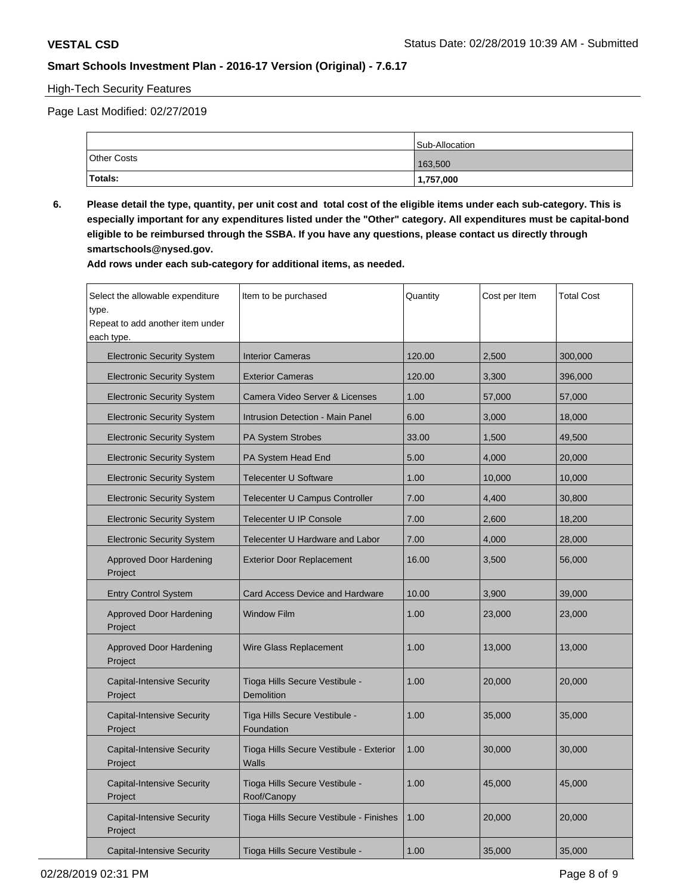**VESTAL CSD** Status Date: 02/28/2019 10:39 AM - Submitted

**Smart Schools Investment Plan - 2016-17 Version (Original) - 7.6.17**

High-Tech Security Features

Page Last Modified: 02/27/2019

| | Sub-Allocation |
|---|---|
| Other Costs | 163,500 |
| **Totals:** | **1,757,000** |

**6. Please detail the type, quantity, per unit cost and total cost of the eligible items under each sub-category. This is especially important for any expenditures listed under the "Other" category. All expenditures must be capital-bond eligible to be reimbursed through the SSBA. If you have any questions, please contact us directly through smartschools@nysed.gov.**

**Add rows under each sub-category for additional items, as needed.**

| Select the allowable expenditure type. Repeat to add another item under each type. | Item to be purchased | Quantity | Cost per Item | Total Cost |
|---|---|---|---|---|
| Electronic Security System | Interior Cameras | 120.00 | 2,500 | 300,000 |
| Electronic Security System | Exterior Cameras | 120.00 | 3,300 | 396,000 |
| Electronic Security System | Camera Video Server & Licenses | 1.00 | 57,000 | 57,000 |
| Electronic Security System | Intrusion Detection - Main Panel | 6.00 | 3,000 | 18,000 |
| Electronic Security System | PA System Strobes | 33.00 | 1,500 | 49,500 |
| Electronic Security System | PA System Head End | 5.00 | 4,000 | 20,000 |
| Electronic Security System | Telecenter U Software | 1.00 | 10,000 | 10,000 |
| Electronic Security System | Telecenter U Campus Controller | 7.00 | 4,400 | 30,800 |
| Electronic Security System | Telecenter U IP Console | 7.00 | 2,600 | 18,200 |
| Electronic Security System | Telecenter U Hardware and Labor | 7.00 | 4,000 | 28,000 |
| Approved Door Hardening Project | Exterior Door Replacement | 16.00 | 3,500 | 56,000 |
| Entry Control System | Card Access Device and Hardware | 10.00 | 3,900 | 39,000 |
| Approved Door Hardening Project | Window Film | 1.00 | 23,000 | 23,000 |
| Approved Door Hardening Project | Wire Glass Replacement | 1.00 | 13,000 | 13,000 |
| Capital-Intensive Security Project | Tioga Hills Secure Vestibule - Demolition | 1.00 | 20,000 | 20,000 |
| Capital-Intensive Security Project | Tiga Hills Secure Vestibule - Foundation | 1.00 | 35,000 | 35,000 |
| Capital-Intensive Security Project | Tioga Hills Secure Vestibule - Exterior Walls | 1.00 | 30,000 | 30,000 |
| Capital-Intensive Security Project | Tioga Hills Secure Vestibule - Roof/Canopy | 1.00 | 45,000 | 45,000 |
| Capital-Intensive Security Project | Tioga Hills Secure Vestibule - Finishes | 1.00 | 20,000 | 20,000 |
| Capital-Intensive Security | Tioga Hills Secure Vestibule - | 1.00 | 35,000 | 35,000 |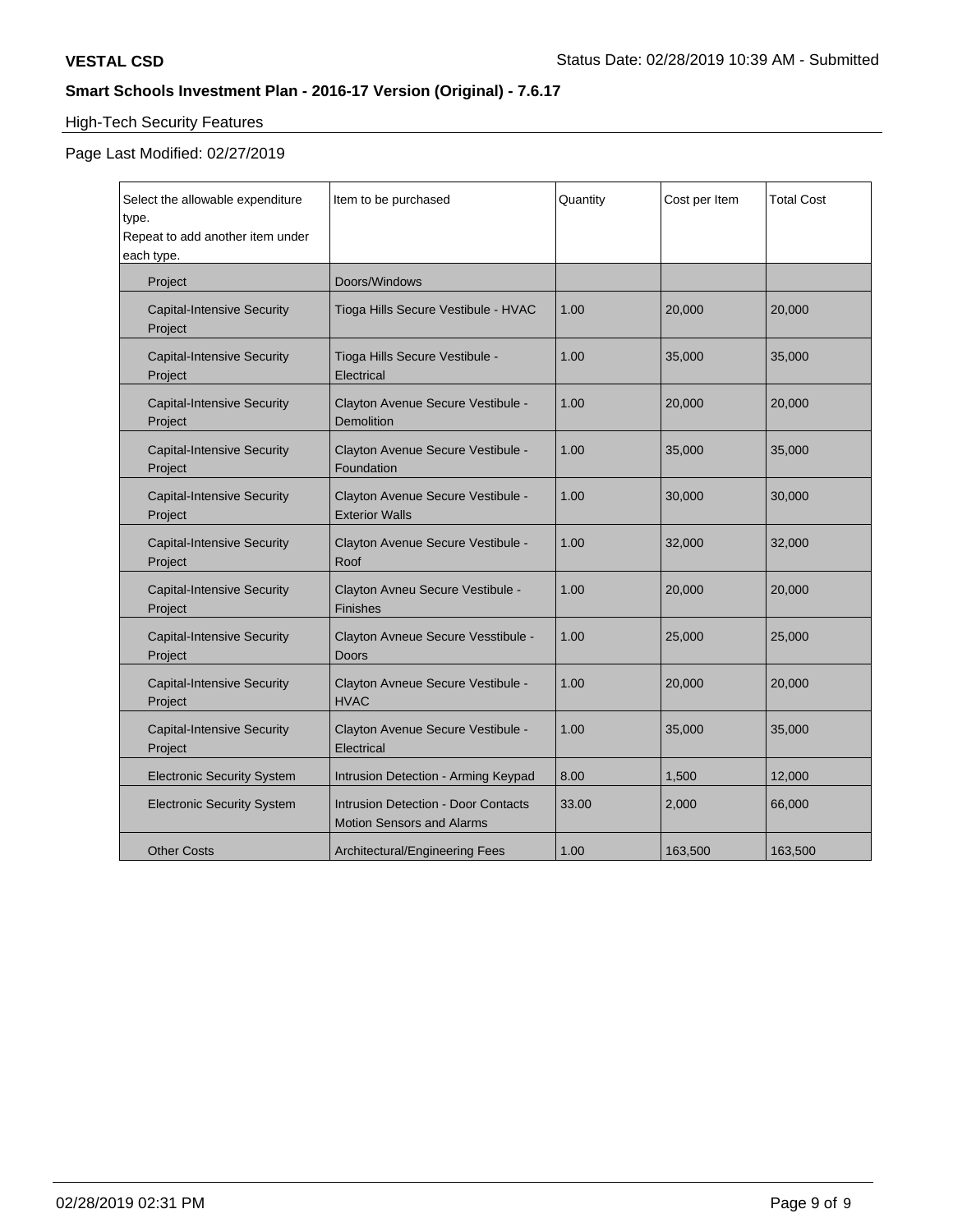**VESTAL CSD**

Status Date: 02/28/2019 10:39 AM - Submitted

**Smart Schools Investment Plan - 2016-17 Version (Original) - 7.6.17**

High-Tech Security Features

Page Last Modified: 02/27/2019

| Select the allowable expenditure type. Repeat to add another item under each type. | Item to be purchased | Quantity | Cost per Item | Total Cost |
|---|---|---|---|---|
| Project | Doors/Windows | | | |
| Capital-Intensive Security Project | Tioga Hills Secure Vestibule - HVAC | 1.00 | 20,000 | 20,000 |
| Capital-Intensive Security Project | Tioga Hills Secure Vestibule - Electrical | 1.00 | 35,000 | 35,000 |
| Capital-Intensive Security Project | Clayton Avenue Secure Vestibule - Demolition | 1.00 | 20,000 | 20,000 |
| Capital-Intensive Security Project | Clayton Avenue Secure Vestibule - Foundation | 1.00 | 35,000 | 35,000 |
| Capital-Intensive Security Project | Clayton Avenue Secure Vestibule - Exterior Walls | 1.00 | 30,000 | 30,000 |
| Capital-Intensive Security Project | Clayton Avenue Secure Vestibule - Roof | 1.00 | 32,000 | 32,000 |
| Capital-Intensive Security Project | Clayton Avneu Secure Vestibule - Finishes | 1.00 | 20,000 | 20,000 |
| Capital-Intensive Security Project | Clayton Avneue Secure Vesstibule - Doors | 1.00 | 25,000 | 25,000 |
| Capital-Intensive Security Project | Clayton Avneue Secure Vestibule - HVAC | 1.00 | 20,000 | 20,000 |
| Capital-Intensive Security Project | Clayton Avenue Secure Vestibule - Electrical | 1.00 | 35,000 | 35,000 |
| Electronic Security System | Intrusion Detection - Arming Keypad | 8.00 | 1,500 | 12,000 |
| Electronic Security System | Intrusion Detection - Door Contacts Motion Sensors and Alarms | 33.00 | 2,000 | 66,000 |
| Other Costs | Architectural/Engineering Fees | 1.00 | 163,500 | 163,500 |